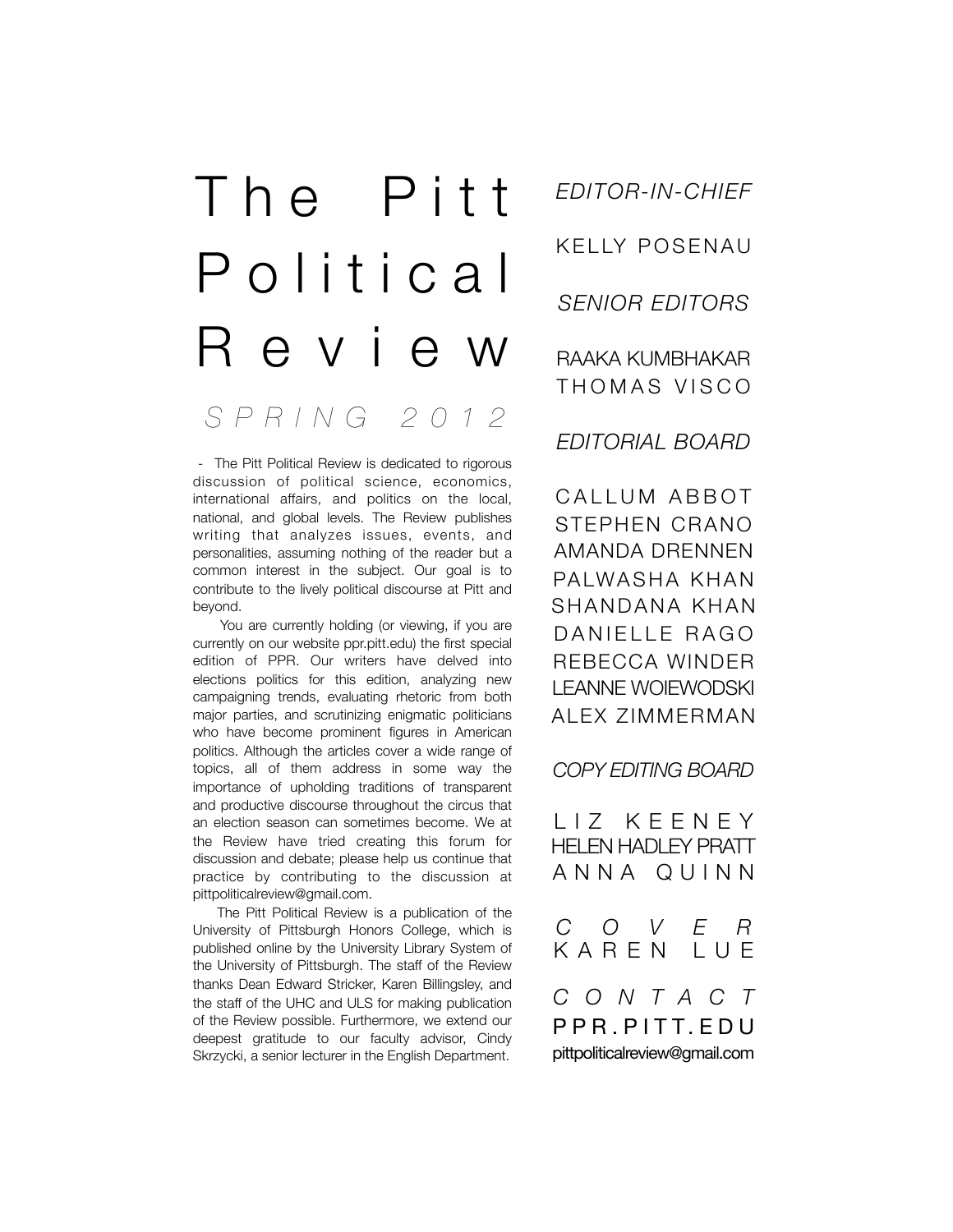# The Pitt Political Review

*SPRING 2012*

- The Pitt Political Review is dedicated to rigorous discussion of political science, economics, international affairs, and politics on the local, national, and global levels. The Review publishes writing that analyzes issues, events, and personalities, assuming nothing of the reader but a common interest in the subject. Our goal is to contribute to the lively political discourse at Pitt and beyond.

You are currently holding (or viewing, if you are currently on our website ppr.pitt.edu) the first special edition of PPR. Our writers have delved into elections politics for this edition, analyzing new campaigning trends, evaluating rhetoric from both major parties, and scrutinizing enigmatic politicians who have become prominent figures in American politics. Although the articles cover a wide range of topics, all of them address in some way the importance of upholding traditions of transparent and productive discourse throughout the circus that an election season can sometimes become. We at the Review have tried creating this forum for discussion and debate; please help us continue that practice by contributing to the discussion at pittpoliticalreview@gmail.com.

The Pitt Political Review is a publication of the University of Pittsburgh Honors College, which is published online by the University Library System of the University of Pittsburgh. The staff of the Review thanks Dean Edward Stricker, Karen Billingsley, and the staff of the UHC and ULS for making publication of the Review possible. Furthermore, we extend our deepest gratitude to our faculty advisor, Cindy Skrzycki, a senior lecturer in the English Department.

*EDITOR-IN-CHIEF*

KELLY POSENAU

*SENIOR EDITORS*

RAAKA KUMBHAKAR
THOMAS VISCO

*EDITORIAL BOARD*

CALLUM ABBOT
STEPHEN CRANO
AMANDA DRENNEN
PALWASHA KHAN
SHANDANA KHAN
DANIELLE RAGO
REBECCA WINDER
LEANNE WOIEWODSKI
ALEX ZIMMERMAN

*COPY EDITING BOARD*

LIZ KEENEY
HELEN HADLEY PRATT
ANNA QUINN

*COVER*
KAREN LUE

*CONTACT*
PPR.PITT.EDU
pittpoliticalreview@gmail.com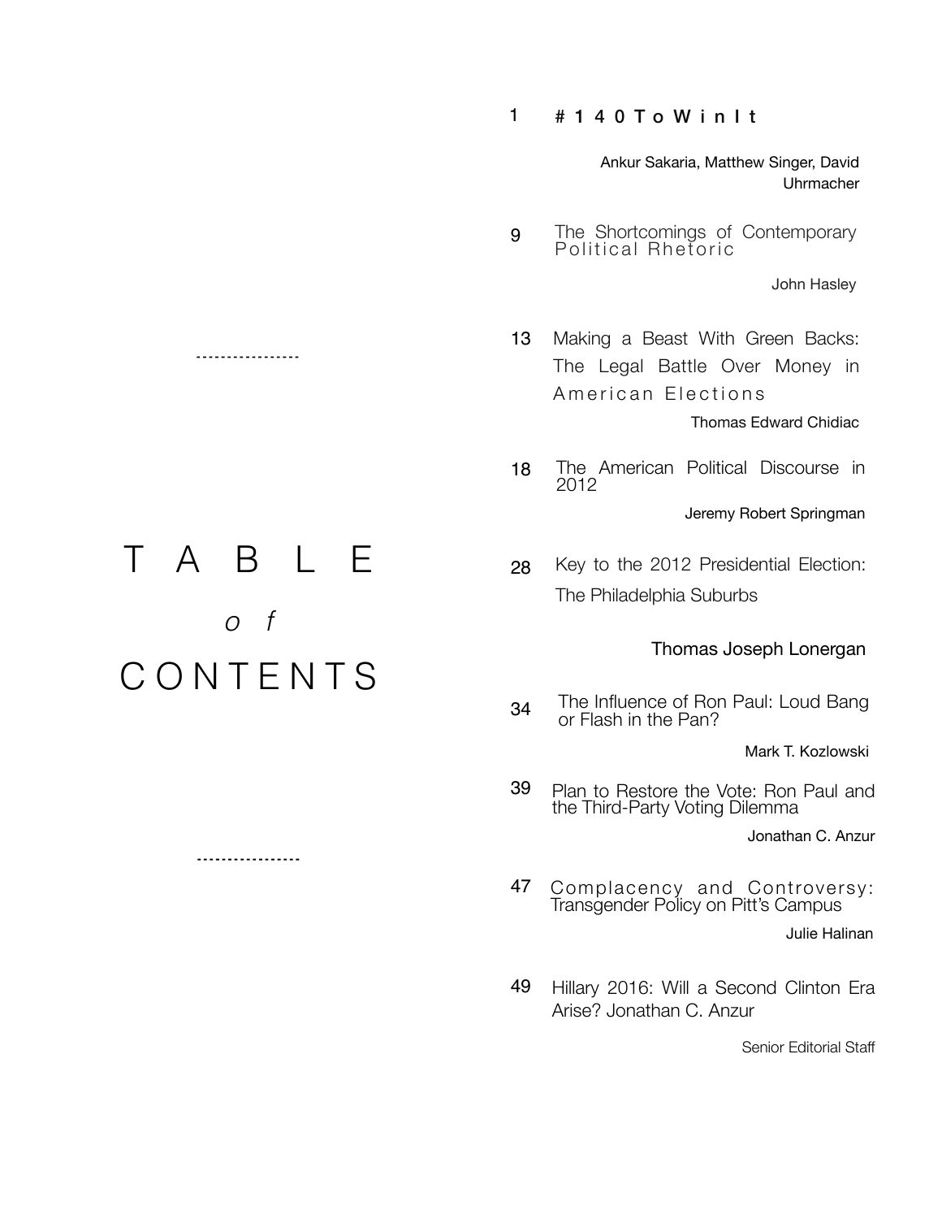# TABLE *of* CONTENTS

1 #140ToWinIt

Ankur Sakaria, Matthew Singer, David Uhrmacher

9 The Shortcomings of Contemporary Political Rhetoric

John Hasley

13 Making a Beast With Green Backs: The Legal Battle Over Money in American Elections

Thomas Edward Chidiac

18 The American Political Discourse in 2012

Jeremy Robert Springman

28 Key to the 2012 Presidential Election: The Philadelphia Suburbs

Thomas Joseph Lonergan

34 The Influence of Ron Paul: Loud Bang or Flash in the Pan?

Mark T. Kozlowski

39 Plan to Restore the Vote: Ron Paul and the Third-Party Voting Dilemma

Jonathan C. Anzur

47 Complacency and Controversy: Transgender Policy on Pitt's Campus

Julie Halinan

49 Hillary 2016: Will a Second Clinton Era Arise? Jonathan C. Anzur

Senior Editorial Staff